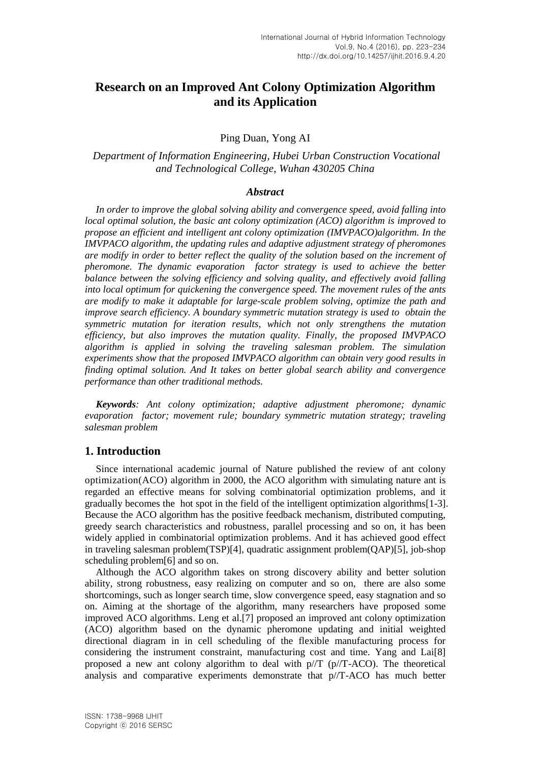# Research on an Improved Ant Colony Optimization Algorithm and its Application

Ping Duan, Yong AI

*Department of Information Engineering, Hubei Urban Construction Vocational and Technological College, Wuhan 430205 China*

### *Abstract*

*In order to improve the global solving ability and convergence speed, avoid falling into local optimal solution, the basic ant colony optimization (ACO) algorithm is improved to propose an efficient and intelligent ant colony optimization (IMVPACO)algorithm. In the IMVPACO algorithm, the updating rules and adaptive adjustment strategy of pheromones are modify in order to better reflect the quality of the solution based on the increment of pheromone. The dynamic evaporation factor strategy is used to achieve the better balance between the solving efficiency and solving quality, and effectively avoid falling into local optimum for quickening the convergence speed. The movement rules of the ants are modify to make it adaptable for large-scale problem solving, optimize the path and improve search efficiency. A boundary symmetric mutation strategy is used to obtain the symmetric mutation for iteration results, which not only strengthens the mutation efficiency, but also improves the mutation quality. Finally, the proposed IMVPACO algorithm is applied in solving the traveling salesman problem. The simulation experiments show that the proposed IMVPACO algorithm can obtain very good results in finding optimal solution. And It takes on better global search ability and convergence performance than other traditional methods.*

***Keywords****: Ant colony optimization; adaptive adjustment pheromone; dynamic evaporation factor; movement rule; boundary symmetric mutation strategy; traveling salesman problem*

## 1. Introduction

Since international academic journal of Nature published the review of ant colony optimization(ACO) algorithm in 2000, the ACO algorithm with simulating nature ant is regarded an effective means for solving combinatorial optimization problems, and it gradually becomes the hot spot in the field of the intelligent optimization algorithms[1-3]. Because the ACO algorithm has the positive feedback mechanism, distributed computing, greedy search characteristics and robustness, parallel processing and so on, it has been widely applied in combinatorial optimization problems. And it has achieved good effect in traveling salesman problem(TSP)[4], quadratic assignment problem(QAP)[5], job-shop scheduling problem[6] and so on.

Although the ACO algorithm takes on strong discovery ability and better solution ability, strong robustness, easy realizing on computer and so on, there are also some shortcomings, such as longer search time, slow convergence speed, easy stagnation and so on. Aiming at the shortage of the algorithm, many researchers have proposed some improved ACO algorithms. Leng et al.[7] proposed an improved ant colony optimization (ACO) algorithm based on the dynamic pheromone updating and initial weighted directional diagram in in cell scheduling of the flexible manufacturing process for considering the instrument constraint, manufacturing cost and time. Yang and Lai[8] proposed a new ant colony algorithm to deal with p//T (p//T-ACO). The theoretical analysis and comparative experiments demonstrate that p//T-ACO has much better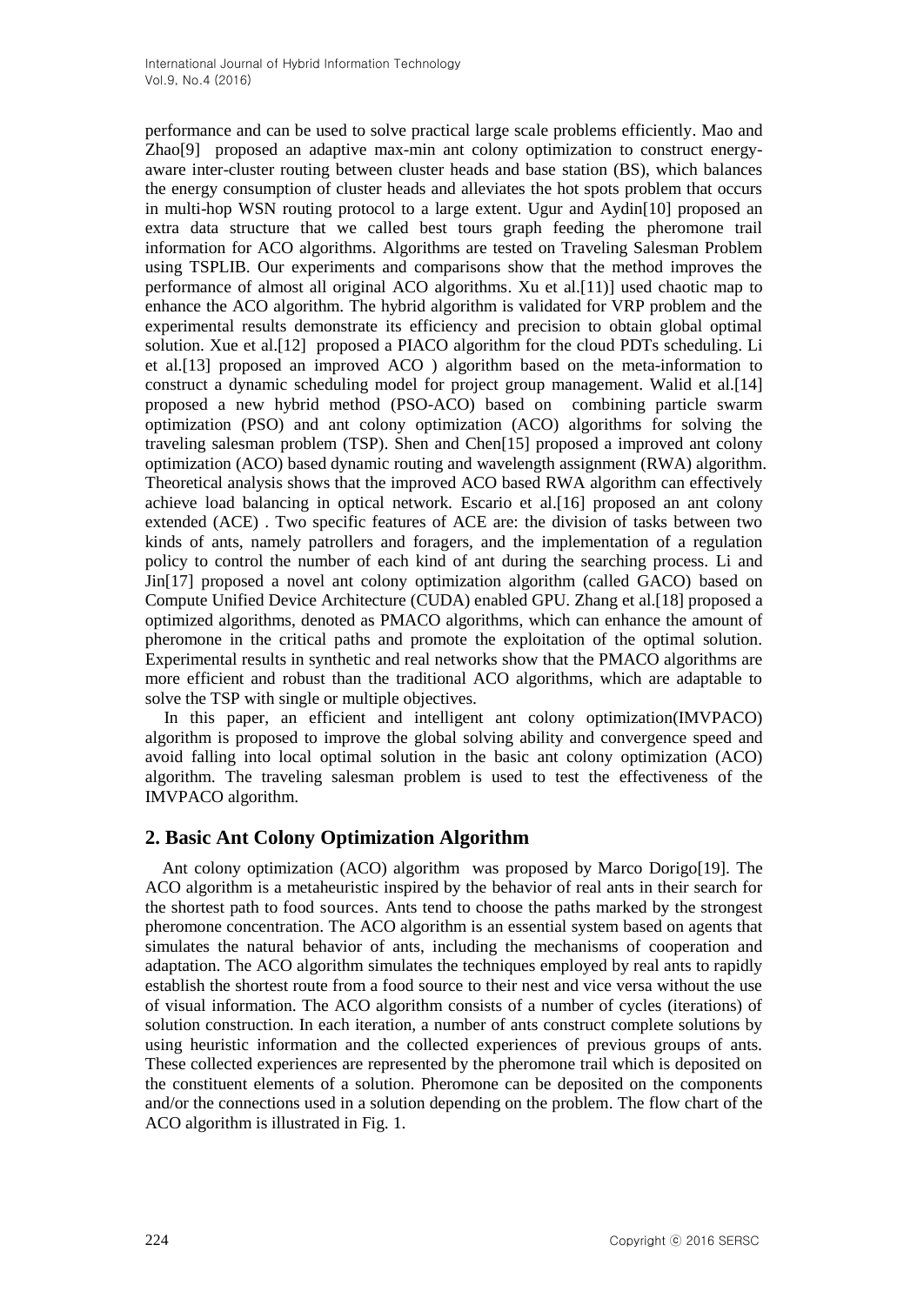performance and can be used to solve practical large scale problems efficiently. Mao and Zhao[9] proposed an adaptive max-min ant colony optimization to construct energy-aware inter-cluster routing between cluster heads and base station (BS), which balances the energy consumption of cluster heads and alleviates the hot spots problem that occurs in multi-hop WSN routing protocol to a large extent. Ugur and Aydin[10] proposed an extra data structure that we called best tours graph feeding the pheromone trail information for ACO algorithms. Algorithms are tested on Traveling Salesman Problem using TSPLIB. Our experiments and comparisons show that the method improves the performance of almost all original ACO algorithms. Xu et al.[11)] used chaotic map to enhance the ACO algorithm. The hybrid algorithm is validated for VRP problem and the experimental results demonstrate its efficiency and precision to obtain global optimal solution. Xue et al.[12] proposed a PIACO algorithm for the cloud PDTs scheduling. Li et al.[13] proposed an improved ACO ) algorithm based on the meta-information to construct a dynamic scheduling model for project group management. Walid et al.[14] proposed a new hybrid method (PSO-ACO) based on combining particle swarm optimization (PSO) and ant colony optimization (ACO) algorithms for solving the traveling salesman problem (TSP). Shen and Chen[15] proposed a improved ant colony optimization (ACO) based dynamic routing and wavelength assignment (RWA) algorithm. Theoretical analysis shows that the improved ACO based RWA algorithm can effectively achieve load balancing in optical network. Escario et al.[16] proposed an ant colony extended (ACE) . Two specific features of ACE are: the division of tasks between two kinds of ants, namely patrollers and foragers, and the implementation of a regulation policy to control the number of each kind of ant during the searching process. Li and Jin[17] proposed a novel ant colony optimization algorithm (called GACO) based on Compute Unified Device Architecture (CUDA) enabled GPU. Zhang et al.[18] proposed a optimized algorithms, denoted as PMACO algorithms, which can enhance the amount of pheromone in the critical paths and promote the exploitation of the optimal solution. Experimental results in synthetic and real networks show that the PMACO algorithms are more efficient and robust than the traditional ACO algorithms, which are adaptable to solve the TSP with single or multiple objectives.

In this paper, an efficient and intelligent ant colony optimization(IMVPACO) algorithm is proposed to improve the global solving ability and convergence speed and avoid falling into local optimal solution in the basic ant colony optimization (ACO) algorithm. The traveling salesman problem is used to test the effectiveness of the IMVPACO algorithm.

## 2. Basic Ant Colony Optimization Algorithm

Ant colony optimization (ACO) algorithm was proposed by Marco Dorigo[19]. The ACO algorithm is a metaheuristic inspired by the behavior of real ants in their search for the shortest path to food sources. Ants tend to choose the paths marked by the strongest pheromone concentration. The ACO algorithm is an essential system based on agents that simulates the natural behavior of ants, including the mechanisms of cooperation and adaptation. The ACO algorithm simulates the techniques employed by real ants to rapidly establish the shortest route from a food source to their nest and vice versa without the use of visual information. The ACO algorithm consists of a number of cycles (iterations) of solution construction. In each iteration, a number of ants construct complete solutions by using heuristic information and the collected experiences of previous groups of ants. These collected experiences are represented by the pheromone trail which is deposited on the constituent elements of a solution. Pheromone can be deposited on the components and/or the connections used in a solution depending on the problem. The flow chart of the ACO algorithm is illustrated in Fig. 1.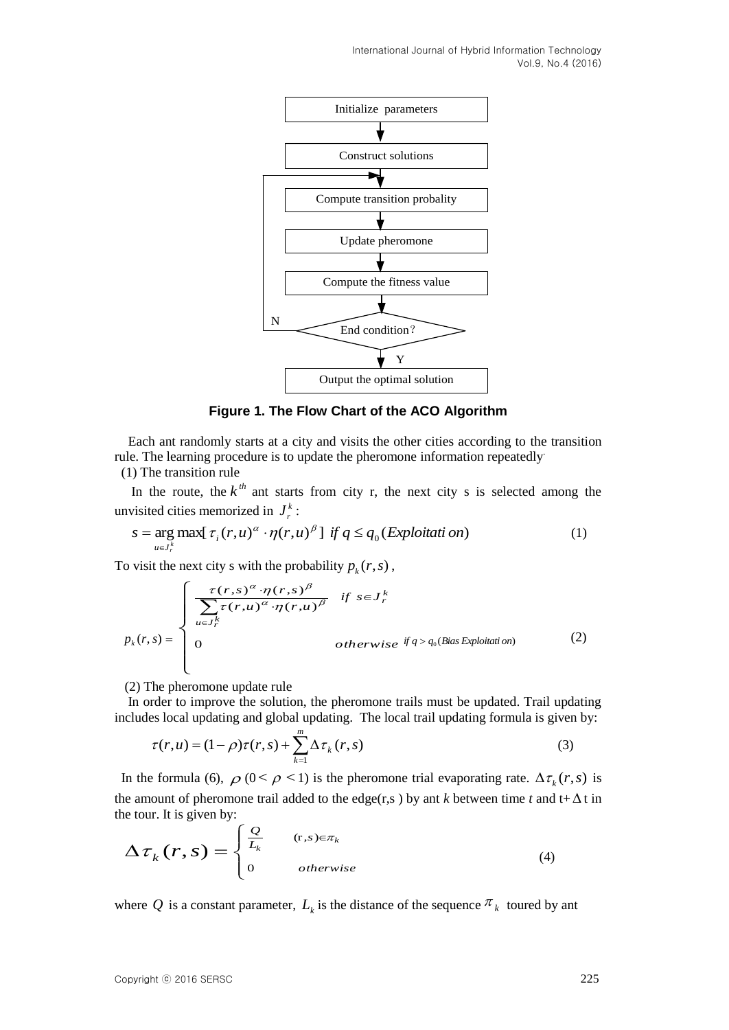Initialize parameters

Construct solutions

Compute transition probality

Update pheromone

Compute the fitness value

End condition?

N

Y

Output the optimal solution

**Figure 1. The Flow Chart of the ACO Algorithm**

Each ant randomly starts at a city and visits the other cities according to the transition rule. The learning procedure is to update the pheromone information repeatedly.

(1) The transition rule

In the route, the $k^{th}$ ant starts from city r, the next city s is selected among the unvisited cities memorized in $J_r^k$:

$$s = \arg\max_{u \in J_r^k} [\tau_i(r,u)^{\alpha} \cdot \eta(r,u)^{\beta}] \ \ if\ q \le q_0 (Exploitation) \tag{1}$$

To visit the next city s with the probability $p_k(r,s)$,

$$p_k(r,s) = \begin{cases} \dfrac{\tau(r,s)^{\alpha} \cdot \eta(r,s)^{\beta}}{\sum_{u \in J_r^k} \tau(r,u)^{\alpha} \cdot \eta(r,u)^{\beta}} & if\ s \in J_r^k \\ 0 & otherwise \end{cases} \ \ if\ q > q_0 (Bias\ Exploitation) \tag{2}$$

(2) The pheromone update rule

In order to improve the solution, the pheromone trails must be updated. Trail updating includes local updating and global updating. The local trail updating formula is given by:

$$\tau(r,u) = (1-\rho)\tau(r,s) + \sum_{k=1}^{m} \Delta\tau_k(r,s) \tag{3}$$

In the formula (6), $\rho$ ($0 < \rho < 1$) is the pheromone trial evaporating rate. $\Delta\tau_k(r,s)$ is the amount of pheromone trail added to the edge(r,s ) by ant $k$ between time $t$ and t+$\Delta$t in the tour. It is given by:

$$\Delta\tau_k(r,s) = \begin{cases} \dfrac{Q}{L_k} & (r,s) \in \pi_k \\ 0 & otherwise \end{cases} \tag{4}$$

where $Q$ is a constant parameter, $L_k$ is the distance of the sequence $\pi_k$ toured by ant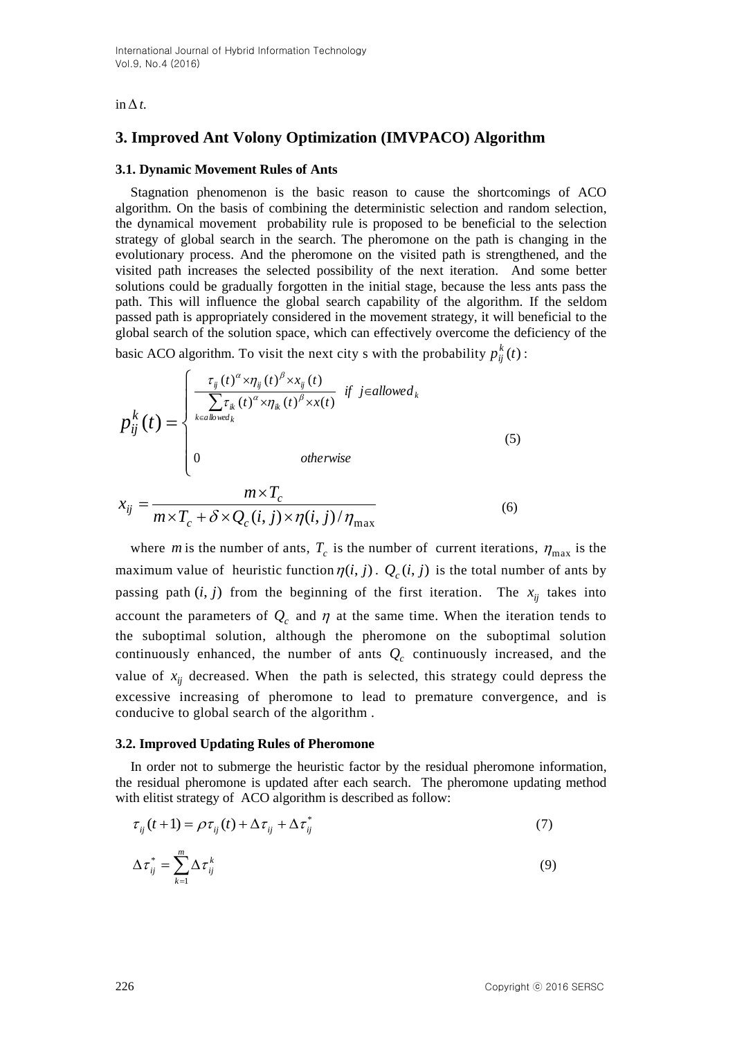in $\Delta t$.

## 3. Improved Ant Volony Optimization (IMVPACO) Algorithm

### 3.1. Dynamic Movement Rules of Ants

Stagnation phenomenon is the basic reason to cause the shortcomings of ACO algorithm. On the basis of combining the deterministic selection and random selection, the dynamical movement probability rule is proposed to be beneficial to the selection strategy of global search in the search. The pheromone on the path is changing in the evolutionary process. And the pheromone on the visited path is strengthened, and the visited path increases the selected possibility of the next iteration. And some better solutions could be gradually forgotten in the initial stage, because the less ants pass the path. This will influence the global search capability of the algorithm. If the seldom passed path is appropriately considered in the movement strategy, it will beneficial to the global search of the solution space, which can effectively overcome the deficiency of the basic ACO algorithm. To visit the next city s with the probability $p_{ij}^{k}(t)$:

$$p_{ij}^{k}(t) = \begin{cases} \dfrac{\tau_{ij}(t)^{\alpha} \times \eta_{ij}(t)^{\beta} \times x_{ij}(t)}{\sum\limits_{k \in allowed_k} \tau_{ik}(t)^{\alpha} \times \eta_{ik}(t)^{\beta} \times x(t)} & if \ \ j \in allowed_k \\ 0 & otherwise \end{cases} \tag{5}$$

$$x_{ij} = \frac{m \times T_c}{m \times T_c + \delta \times Q_c(i,j) \times \eta(i,j) / \eta_{\max}} \tag{6}$$

where $m$ is the number of ants, $T_c$ is the number of current iterations, $\eta_{\max}$ is the maximum value of heuristic function $\eta(i,j)$. $Q_c(i,j)$ is the total number of ants by passing path $(i,j)$ from the beginning of the first iteration. The $x_{ij}$ takes into account the parameters of $Q_c$ and $\eta$ at the same time. When the iteration tends to the suboptimal solution, although the pheromone on the suboptimal solution continuously enhanced, the number of ants $Q_c$ continuously increased, and the value of $x_{ij}$ decreased. When the path is selected, this strategy could depress the excessive increasing of pheromone to lead to premature convergence, and is conducive to global search of the algorithm .

### 3.2. Improved Updating Rules of Pheromone

In order not to submerge the heuristic factor by the residual pheromone information, the residual pheromone is updated after each search. The pheromone updating method with elitist strategy of ACO algorithm is described as follow:

$$\tau_{ij}(t+1) = \rho \tau_{ij}(t) + \Delta \tau_{ij} + \Delta \tau_{ij}^{*} \tag{7}$$

$$\Delta \tau_{ij}^{*} = \sum_{k=1}^{m} \Delta \tau_{ij}^{k} \tag{9}$$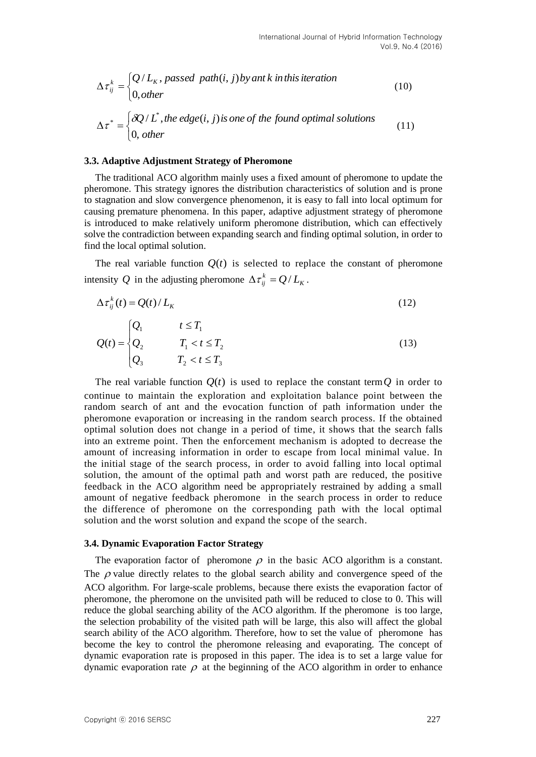$$\Delta\tau_{ij}^{k}=\begin{cases}Q/L_K,\ passed\ \ path(i,j)\,by\,ant\,k\,in\,this\,iteration\\0,other\end{cases}\tag{10}$$

$$\Delta\tau^{*}=\begin{cases}\delta Q/L^{*},\,the\,edge(i,j)\,is\,one\,of\,the\,\,found\,optimal\,solutions\\0,\,other\end{cases}\tag{11}$$

### 3.3. Adaptive Adjustment Strategy of Pheromone

The traditional ACO algorithm mainly uses a fixed amount of pheromone to update the pheromone. This strategy ignores the distribution characteristics of solution and is prone to stagnation and slow convergence phenomenon, it is easy to fall into local optimum for causing premature phenomena. In this paper, adaptive adjustment strategy of pheromone is introduced to make relatively uniform pheromone distribution, which can effectively solve the contradiction between expanding search and finding optimal solution, in order to find the local optimal solution.

The real variable function $Q(t)$ is selected to replace the constant of pheromone intensity $Q$ in the adjusting pheromone $\Delta\tau_{ij}^{k}=Q/L_K$.

$$\Delta\tau_{ij}^{k}(t)=Q(t)/L_K\tag{12}$$

$$Q(t)=\begin{cases}Q_1 & t\le T_1\\Q_2 & T_1<t\le T_2\\Q_3 & T_2<t\le T_3\end{cases}\tag{13}$$

The real variable function $Q(t)$ is used to replace the constant term $Q$ in order to continue to maintain the exploration and exploitation balance point between the random search of ant and the evocation function of path information under the pheromone evaporation or increasing in the random search process. If the obtained optimal solution does not change in a period of time, it shows that the search falls into an extreme point. Then the enforcement mechanism is adopted to decrease the amount of increasing information in order to escape from local minimal value. In the initial stage of the search process, in order to avoid falling into local optimal solution, the amount of the optimal path and worst path are reduced, the positive feedback in the ACO algorithm need be appropriately restrained by adding a small amount of negative feedback pheromone in the search process in order to reduce the difference of pheromone on the corresponding path with the local optimal solution and the worst solution and expand the scope of the search.

### 3.4. Dynamic Evaporation Factor Strategy

The evaporation factor of pheromone $\rho$ in the basic ACO algorithm is a constant. The $\rho$ value directly relates to the global search ability and convergence speed of the ACO algorithm. For large-scale problems, because there exists the evaporation factor of pheromone, the pheromone on the unvisited path will be reduced to close to 0. This will reduce the global searching ability of the ACO algorithm. If the pheromone is too large, the selection probability of the visited path will be large, this also will affect the global search ability of the ACO algorithm. Therefore, how to set the value of pheromone has become the key to control the pheromone releasing and evaporating. The concept of dynamic evaporation rate is proposed in this paper. The idea is to set a large value for dynamic evaporation rate $\rho$ at the beginning of the ACO algorithm in order to enhance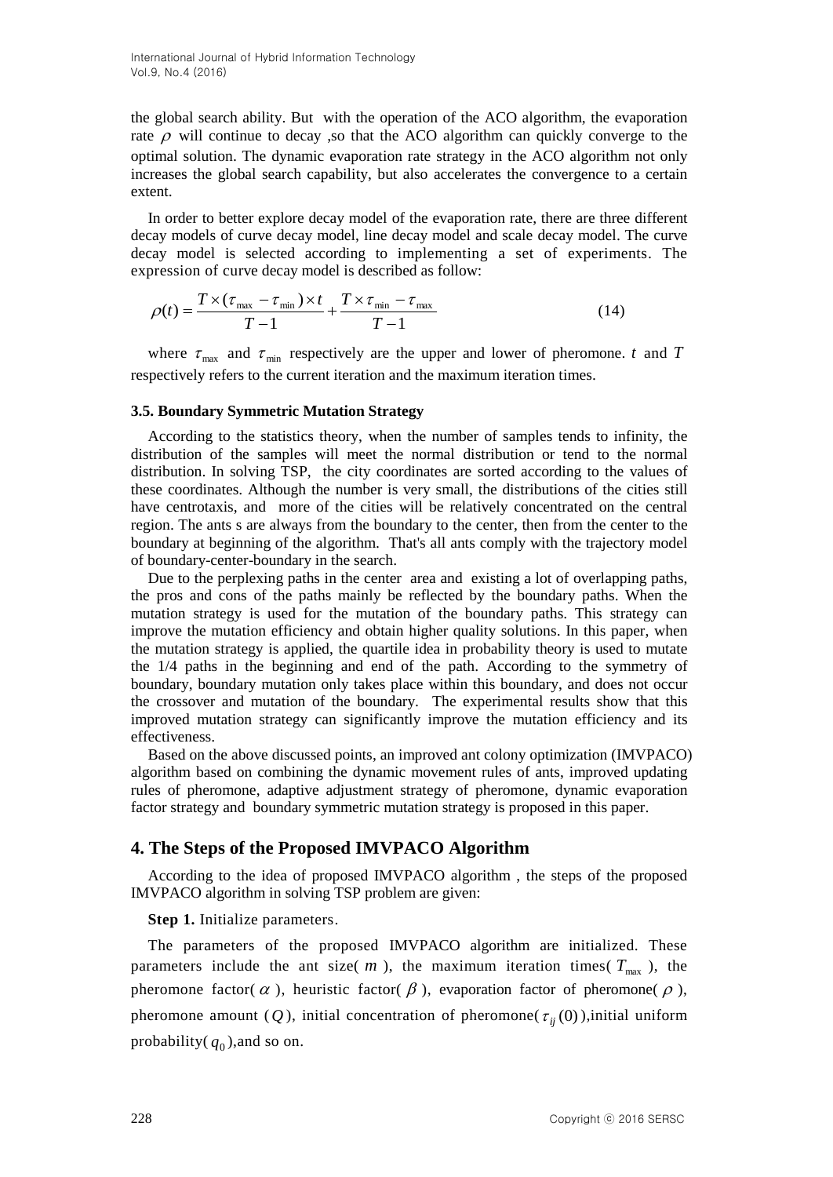the global search ability. But with the operation of the ACO algorithm, the evaporation rate $\rho$ will continue to decay ,so that the ACO algorithm can quickly converge to the optimal solution. The dynamic evaporation rate strategy in the ACO algorithm not only increases the global search capability, but also accelerates the convergence to a certain extent.

In order to better explore decay model of the evaporation rate, there are three different decay models of curve decay model, line decay model and scale decay model. The curve decay model is selected according to implementing a set of experiments. The expression of curve decay model is described as follow:

$$\rho(t) = \frac{T \times (\tau_{\max} - \tau_{\min}) \times t}{T - 1} + \frac{T \times \tau_{\min} - \tau_{\max}}{T - 1} \tag{14}$$

where $\tau_{\max}$ and $\tau_{\min}$ respectively are the upper and lower of pheromone. $t$ and $T$ respectively refers to the current iteration and the maximum iteration times.

### 3.5. Boundary Symmetric Mutation Strategy

According to the statistics theory, when the number of samples tends to infinity, the distribution of the samples will meet the normal distribution or tend to the normal distribution. In solving TSP, the city coordinates are sorted according to the values of these coordinates. Although the number is very small, the distributions of the cities still have centrotaxis, and more of the cities will be relatively concentrated on the central region. The ants s are always from the boundary to the center, then from the center to the boundary at beginning of the algorithm. That's all ants comply with the trajectory model of boundary-center-boundary in the search.

Due to the perplexing paths in the center area and existing a lot of overlapping paths, the pros and cons of the paths mainly be reflected by the boundary paths. When the mutation strategy is used for the mutation of the boundary paths. This strategy can improve the mutation efficiency and obtain higher quality solutions. In this paper, when the mutation strategy is applied, the quartile idea in probability theory is used to mutate the 1/4 paths in the beginning and end of the path. According to the symmetry of boundary, boundary mutation only takes place within this boundary, and does not occur the crossover and mutation of the boundary. The experimental results show that this improved mutation strategy can significantly improve the mutation efficiency and its effectiveness.

Based on the above discussed points, an improved ant colony optimization (IMVPACO) algorithm based on combining the dynamic movement rules of ants, improved updating rules of pheromone, adaptive adjustment strategy of pheromone, dynamic evaporation factor strategy and boundary symmetric mutation strategy is proposed in this paper.

## 4. The Steps of the Proposed IMVPACO Algorithm

According to the idea of proposed IMVPACO algorithm , the steps of the proposed IMVPACO algorithm in solving TSP problem are given:

**Step 1.** Initialize parameters.

The parameters of the proposed IMVPACO algorithm are initialized. These parameters include the ant size( $m$ ), the maximum iteration times( $T_{\max}$ ), the pheromone factor( $\alpha$ ), heuristic factor( $\beta$ ), evaporation factor of pheromone( $\rho$ ), pheromone amount ($Q$), initial concentration of pheromone( $\tau_{ij}(0)$ ),initial uniform probability( $q_0$ ),and so on.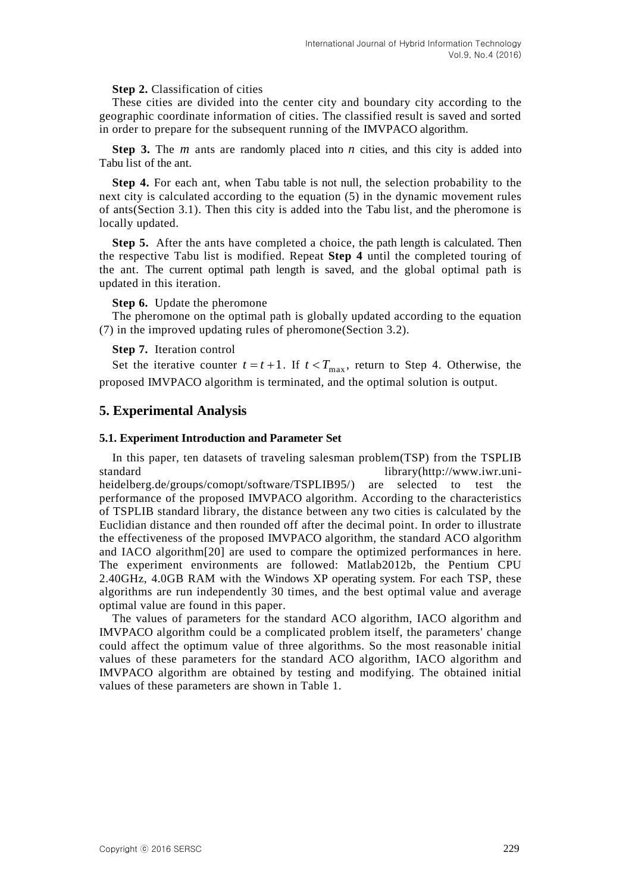**Step 2.** Classification of cities

These cities are divided into the center city and boundary city according to the geographic coordinate information of cities. The classified result is saved and sorted in order to prepare for the subsequent running of the IMVPACO algorithm.

**Step 3.** The $m$ ants are randomly placed into $n$ cities, and this city is added into Tabu list of the ant.

**Step 4.** For each ant, when Tabu table is not null, the selection probability to the next city is calculated according to the equation (5) in the dynamic movement rules of ants(Section 3.1). Then this city is added into the Tabu list, and the pheromone is locally updated.

**Step 5.** After the ants have completed a choice, the path length is calculated. Then the respective Tabu list is modified. Repeat **Step 4** until the completed touring of the ant. The current optimal path length is saved, and the global optimal path is updated in this iteration.

**Step 6.** Update the pheromone

The pheromone on the optimal path is globally updated according to the equation (7) in the improved updating rules of pheromone(Section 3.2).

**Step 7.** Iteration control

Set the iterative counter $t = t + 1$. If $t < T_{\max}$, return to Step 4. Otherwise, the proposed IMVPACO algorithm is terminated, and the optimal solution is output.

## 5. Experimental Analysis

### 5.1. Experiment Introduction and Parameter Set

In this paper, ten datasets of traveling salesman problem(TSP) from the TSPLIB standard library(http://www.iwr.uni-heidelberg.de/groups/comopt/software/TSPLIB95/) are selected to test the performance of the proposed IMVPACO algorithm. According to the characteristics of TSPLIB standard library, the distance between any two cities is calculated by the Euclidian distance and then rounded off after the decimal point. In order to illustrate the effectiveness of the proposed IMVPACO algorithm, the standard ACO algorithm and IACO algorithm[20] are used to compare the optimized performances in here. The experiment environments are followed: Matlab2012b, the Pentium CPU 2.40GHz, 4.0GB RAM with the Windows XP operating system. For each TSP, these algorithms are run independently 30 times, and the best optimal value and average optimal value are found in this paper.

The values of parameters for the standard ACO algorithm, IACO algorithm and IMVPACO algorithm could be a complicated problem itself, the parameters' change could affect the optimum value of three algorithms. So the most reasonable initial values of these parameters for the standard ACO algorithm, IACO algorithm and IMVPACO algorithm are obtained by testing and modifying. The obtained initial values of these parameters are shown in Table 1.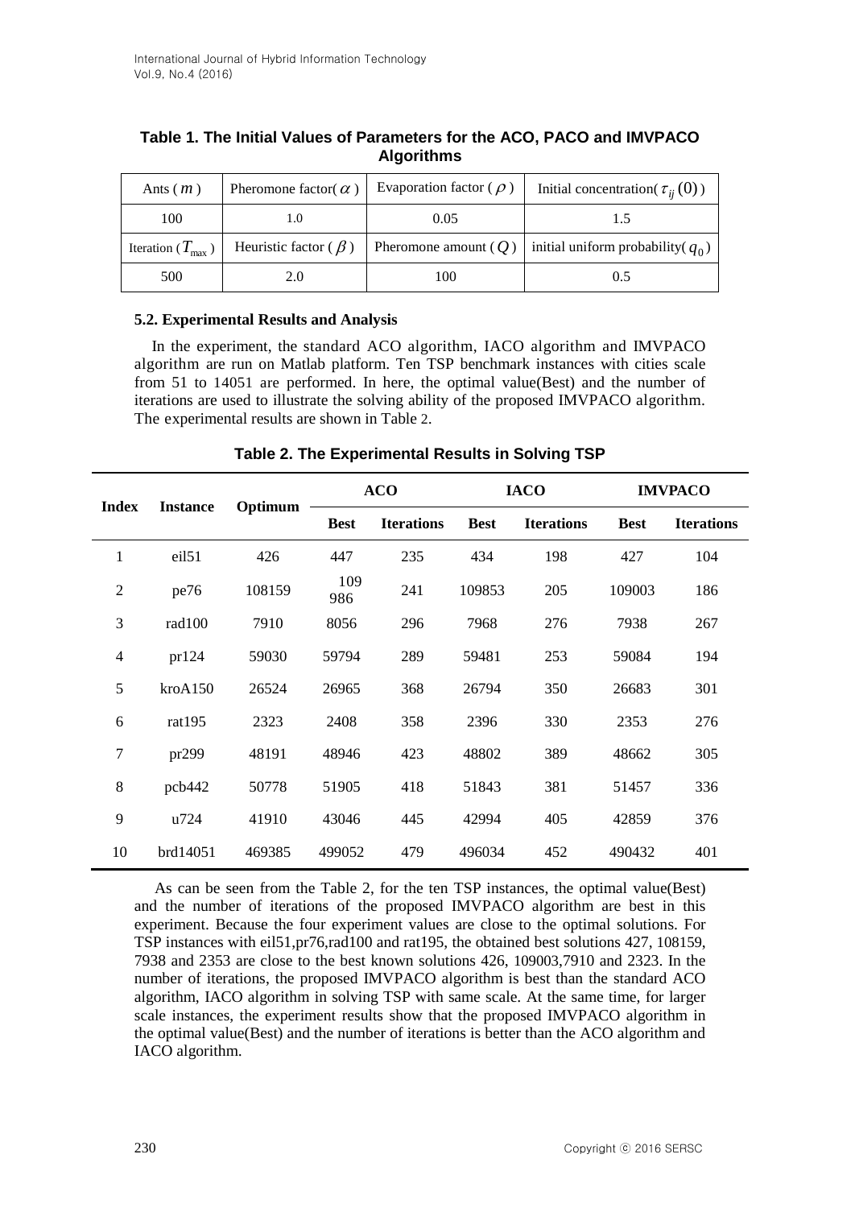**Table 1. The Initial Values of Parameters for the ACO, PACO and IMVPACO Algorithms**

| Ants ( $m$ ) | Pheromone factor( $\alpha$ ) | Evaporation factor ( $\rho$ ) | Initial concentration( $\tau_{ij}(0)$ ) |
|---|---|---|---|
| 100 | 1.0 | 0.05 | 1.5 |
| Iteration ( $T_{\max}$ ) | Heuristic factor ( $\beta$ ) | Pheromone amount ( $Q$ ) | initial uniform probability( $q_0$ ) |
| 500 | 2.0 | 100 | 0.5 |

### 5.2. Experimental Results and Analysis

In the experiment, the standard ACO algorithm, IACO algorithm and IMVPACO algorithm are run on Matlab platform. Ten TSP benchmark instances with cities scale from 51 to 14051 are performed. In here, the optimal value(Best) and the number of iterations are used to illustrate the solving ability of the proposed IMVPACO algorithm. The experimental results are shown in Table 2.

**Table 2. The Experimental Results in Solving TSP**

| Index | Instance | Optimum | ACO | | IACO | | IMVPACO | |
|---|---|---|---|---|---|---|---|---|
| | | | Best | Iterations | Best | Iterations | Best | Iterations |
| 1 | eil51 | 426 | 447 | 235 | 434 | 198 | 427 | 104 |
| 2 | pe76 | 108159 | 109 986 | 241 | 109853 | 205 | 109003 | 186 |
| 3 | rad100 | 7910 | 8056 | 296 | 7968 | 276 | 7938 | 267 |
| 4 | pr124 | 59030 | 59794 | 289 | 59481 | 253 | 59084 | 194 |
| 5 | kroA150 | 26524 | 26965 | 368 | 26794 | 350 | 26683 | 301 |
| 6 | rat195 | 2323 | 2408 | 358 | 2396 | 330 | 2353 | 276 |
| 7 | pr299 | 48191 | 48946 | 423 | 48802 | 389 | 48662 | 305 |
| 8 | pcb442 | 50778 | 51905 | 418 | 51843 | 381 | 51457 | 336 |
| 9 | u724 | 41910 | 43046 | 445 | 42994 | 405 | 42859 | 376 |
| 10 | brd14051 | 469385 | 499052 | 479 | 496034 | 452 | 490432 | 401 |

As can be seen from the Table 2, for the ten TSP instances, the optimal value(Best) and the number of iterations of the proposed IMVPACO algorithm are best in this experiment. Because the four experiment values are close to the optimal solutions. For TSP instances with eil51,pr76,rad100 and rat195, the obtained best solutions 427, 108159, 7938 and 2353 are close to the best known solutions 426, 109003,7910 and 2323. In the number of iterations, the proposed IMVPACO algorithm is best than the standard ACO algorithm, IACO algorithm in solving TSP with same scale. At the same time, for larger scale instances, the experiment results show that the proposed IMVPACO algorithm in the optimal value(Best) and the number of iterations is better than the ACO algorithm and IACO algorithm.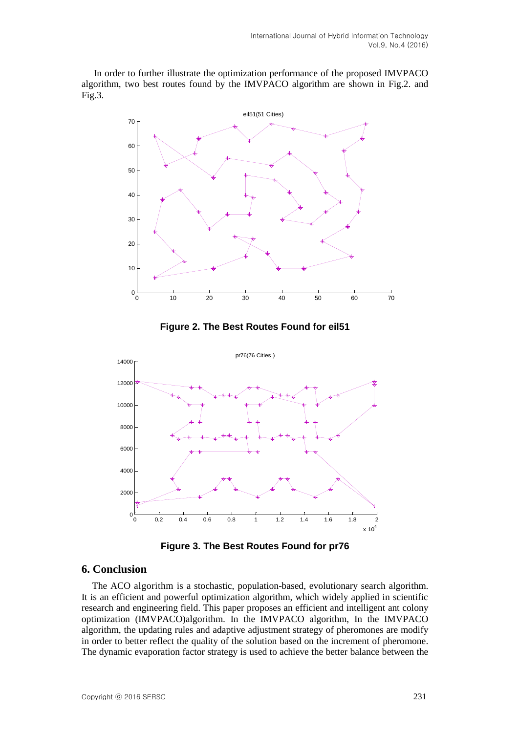In order to further illustrate the optimization performance of the proposed IMVPACO algorithm, two best routes found by the IMVPACO algorithm are shown in Fig.2. and Fig.3.

**Figure 2. The Best Routes Found for eil51**

**Figure 3. The Best Routes Found for pr76**

## 6. Conclusion

The ACO algorithm is a stochastic, population-based, evolutionary search algorithm. It is an efficient and powerful optimization algorithm, which widely applied in scientific research and engineering field. This paper proposes an efficient and intelligent ant colony optimization (IMVPACO)algorithm. In the IMVPACO algorithm, In the IMVPACO algorithm, the updating rules and adaptive adjustment strategy of pheromones are modify in order to better reflect the quality of the solution based on the increment of pheromone. The dynamic evaporation factor strategy is used to achieve the better balance between the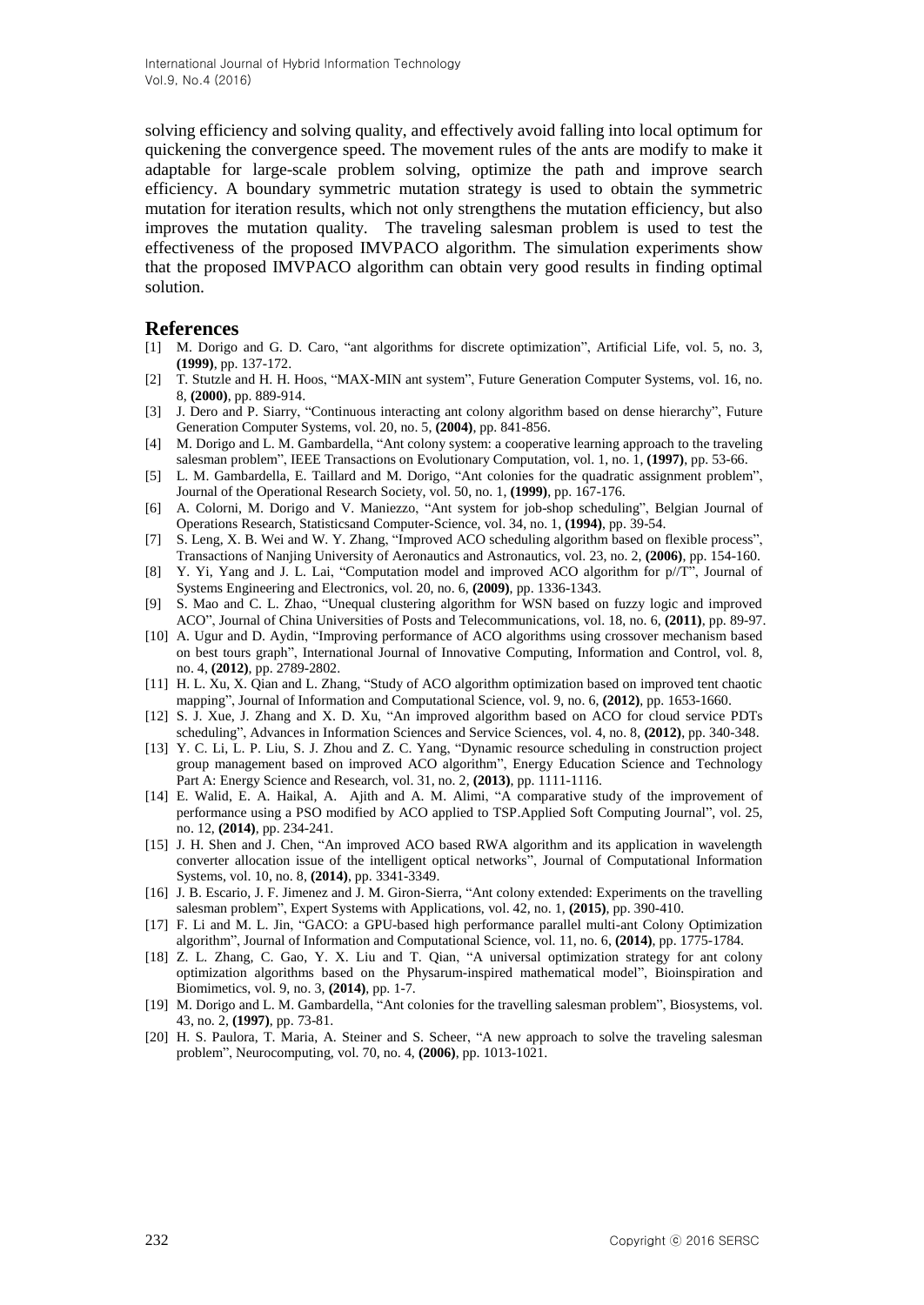solving efficiency and solving quality, and effectively avoid falling into local optimum for quickening the convergence speed. The movement rules of the ants are modify to make it adaptable for large-scale problem solving, optimize the path and improve search efficiency. A boundary symmetric mutation strategy is used to obtain the symmetric mutation for iteration results, which not only strengthens the mutation efficiency, but also improves the mutation quality. The traveling salesman problem is used to test the effectiveness of the proposed IMVPACO algorithm. The simulation experiments show that the proposed IMVPACO algorithm can obtain very good results in finding optimal solution.

## References

[1] M. Dorigo and G. D. Caro, "ant algorithms for discrete optimization", Artificial Life, vol. 5, no. 3, **(1999)**, pp. 137-172.

[2] T. Stutzle and H. H. Hoos, "MAX-MIN ant system", Future Generation Computer Systems, vol. 16, no. 8, **(2000)**, pp. 889-914.

[3] J. Dero and P. Siarry, "Continuous interacting ant colony algorithm based on dense hierarchy", Future Generation Computer Systems, vol. 20, no. 5, **(2004)**, pp. 841-856.

[4] M. Dorigo and L. M. Gambardella, "Ant colony system: a cooperative learning approach to the traveling salesman problem", IEEE Transactions on Evolutionary Computation, vol. 1, no. 1, **(1997)**, pp. 53-66.

[5] L. M. Gambardella, E. Taillard and M. Dorigo, "Ant colonies for the quadratic assignment problem", Journal of the Operational Research Society, vol. 50, no. 1, **(1999)**, pp. 167-176.

[6] A. Colorni, M. Dorigo and V. Maniezzo, "Ant system for job-shop scheduling", Belgian Journal of Operations Research, Statisticsand Computer-Science, vol. 34, no. 1, **(1994)**, pp. 39-54.

[7] S. Leng, X. B. Wei and W. Y. Zhang, "Improved ACO scheduling algorithm based on flexible process", Transactions of Nanjing University of Aeronautics and Astronautics, vol. 23, no. 2, **(2006)**, pp. 154-160.

[8] Y. Yi, Yang and J. L. Lai, "Computation model and improved ACO algorithm for p//T", Journal of Systems Engineering and Electronics, vol. 20, no. 6, **(2009)**, pp. 1336-1343.

[9] S. Mao and C. L. Zhao, "Unequal clustering algorithm for WSN based on fuzzy logic and improved ACO", Journal of China Universities of Posts and Telecommunications, vol. 18, no. 6, **(2011)**, pp. 89-97.

[10] A. Ugur and D. Aydin, "Improving performance of ACO algorithms using crossover mechanism based on best tours graph", International Journal of Innovative Computing, Information and Control, vol. 8, no. 4, **(2012)**, pp. 2789-2802.

[11] H. L. Xu, X. Qian and L. Zhang, "Study of ACO algorithm optimization based on improved tent chaotic mapping", Journal of Information and Computational Science, vol. 9, no. 6, **(2012)**, pp. 1653-1660.

[12] S. J. Xue, J. Zhang and X. D. Xu, "An improved algorithm based on ACO for cloud service PDTs scheduling", Advances in Information Sciences and Service Sciences, vol. 4, no. 8, **(2012)**, pp. 340-348.

[13] Y. C. Li, L. P. Liu, S. J. Zhou and Z. C. Yang, "Dynamic resource scheduling in construction project group management based on improved ACO algorithm", Energy Education Science and Technology Part A: Energy Science and Research, vol. 31, no. 2, **(2013)**, pp. 1111-1116.

[14] E. Walid, E. A. Haikal, A. Ajith and A. M. Alimi, "A comparative study of the improvement of performance using a PSO modified by ACO applied to TSP.Applied Soft Computing Journal", vol. 25, no. 12, **(2014)**, pp. 234-241.

[15] J. H. Shen and J. Chen, "An improved ACO based RWA algorithm and its application in wavelength converter allocation issue of the intelligent optical networks", Journal of Computational Information Systems, vol. 10, no. 8, **(2014)**, pp. 3341-3349.

[16] J. B. Escario, J. F. Jimenez and J. M. Giron-Sierra, "Ant colony extended: Experiments on the travelling salesman problem", Expert Systems with Applications, vol. 42, no. 1, **(2015)**, pp. 390-410.

[17] F. Li and M. L. Jin, "GACO: a GPU-based high performance parallel multi-ant Colony Optimization algorithm", Journal of Information and Computational Science, vol. 11, no. 6, **(2014)**, pp. 1775-1784.

[18] Z. L. Zhang, C. Gao, Y. X. Liu and T. Qian, "A universal optimization strategy for ant colony optimization algorithms based on the Physarum-inspired mathematical model", Bioinspiration and Biomimetics, vol. 9, no. 3, **(2014)**, pp. 1-7.

[19] M. Dorigo and L. M. Gambardella, "Ant colonies for the travelling salesman problem", Biosystems, vol. 43, no. 2, **(1997)**, pp. 73-81.

[20] H. S. Paulora, T. Maria, A. Steiner and S. Scheer, "A new approach to solve the traveling salesman problem", Neurocomputing, vol. 70, no. 4, **(2006)**, pp. 1013-1021.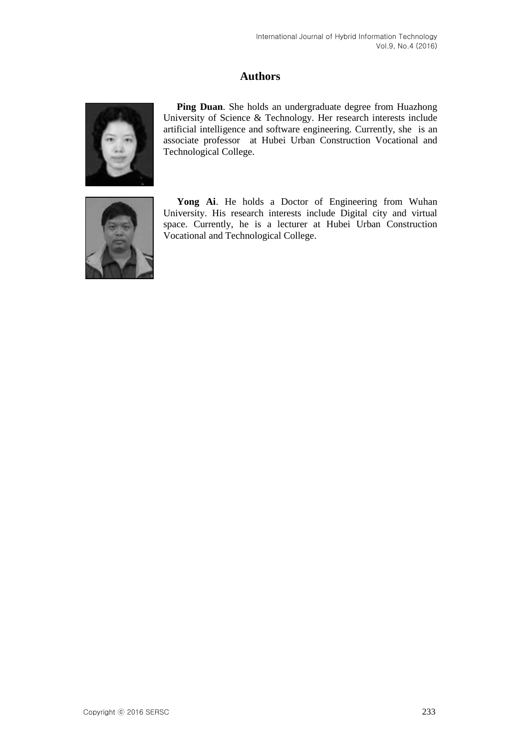## Authors

**Ping Duan**. She holds an undergraduate degree from Huazhong University of Science & Technology. Her research interests include artificial intelligence and software engineering. Currently, she is an associate professor at Hubei Urban Construction Vocational and Technological College.

**Yong Ai**. He holds a Doctor of Engineering from Wuhan University. His research interests include Digital city and virtual space. Currently, he is a lecturer at Hubei Urban Construction Vocational and Technological College.